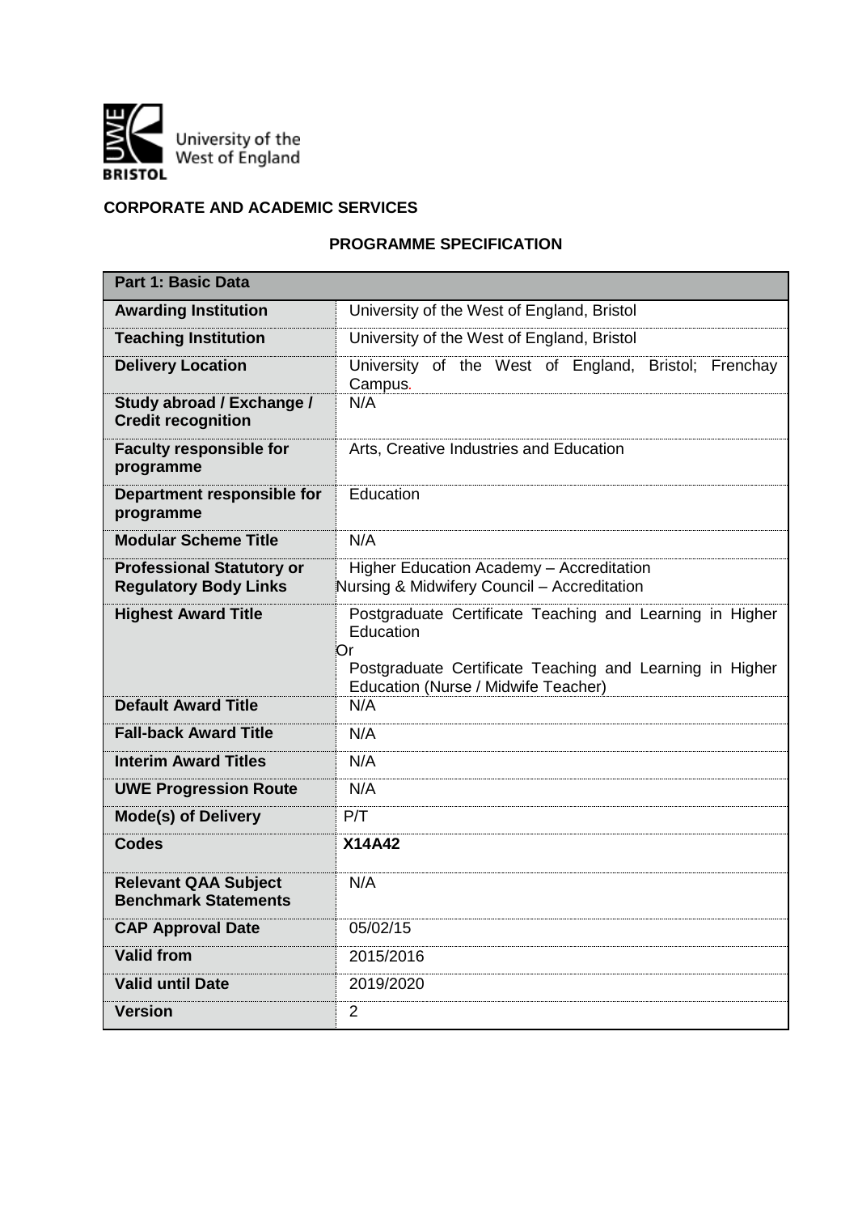University of the West of England BRISTOL

**CORPORATE AND ACADEMIC SERVICES**

# PROGRAMME SPECIFICATION

| **Part 1: Basic Data** | |
|---|---|
| **Awarding Institution** | University of the West of England, Bristol |
| **Teaching Institution** | University of the West of England, Bristol |
| **Delivery Location** | University of the West of England, Bristol; Frenchay Campus. |
| **Study abroad / Exchange / Credit recognition** | N/A |
| **Faculty responsible for programme** | Arts, Creative Industries and Education |
| **Department responsible for programme** | Education |
| **Modular Scheme Title** | N/A |
| **Professional Statutory or Regulatory Body Links** | Higher Education Academy – Accreditation<br>Nursing & Midwifery Council – Accreditation |
| **Highest Award Title** | Postgraduate Certificate Teaching and Learning in Higher Education<br>Or<br>Postgraduate Certificate Teaching and Learning in Higher Education (Nurse / Midwife Teacher) |
| **Default Award Title** | N/A |
| **Fall-back Award Title** | N/A |
| **Interim Award Titles** | N/A |
| **UWE Progression Route** | N/A |
| **Mode(s) of Delivery** | P/T |
| **Codes** | **X14A42** |
| **Relevant QAA Subject Benchmark Statements** | N/A |
| **CAP Approval Date** | 05/02/15 |
| **Valid from** | 2015/2016 |
| **Valid until Date** | 2019/2020 |
| **Version** | 2 |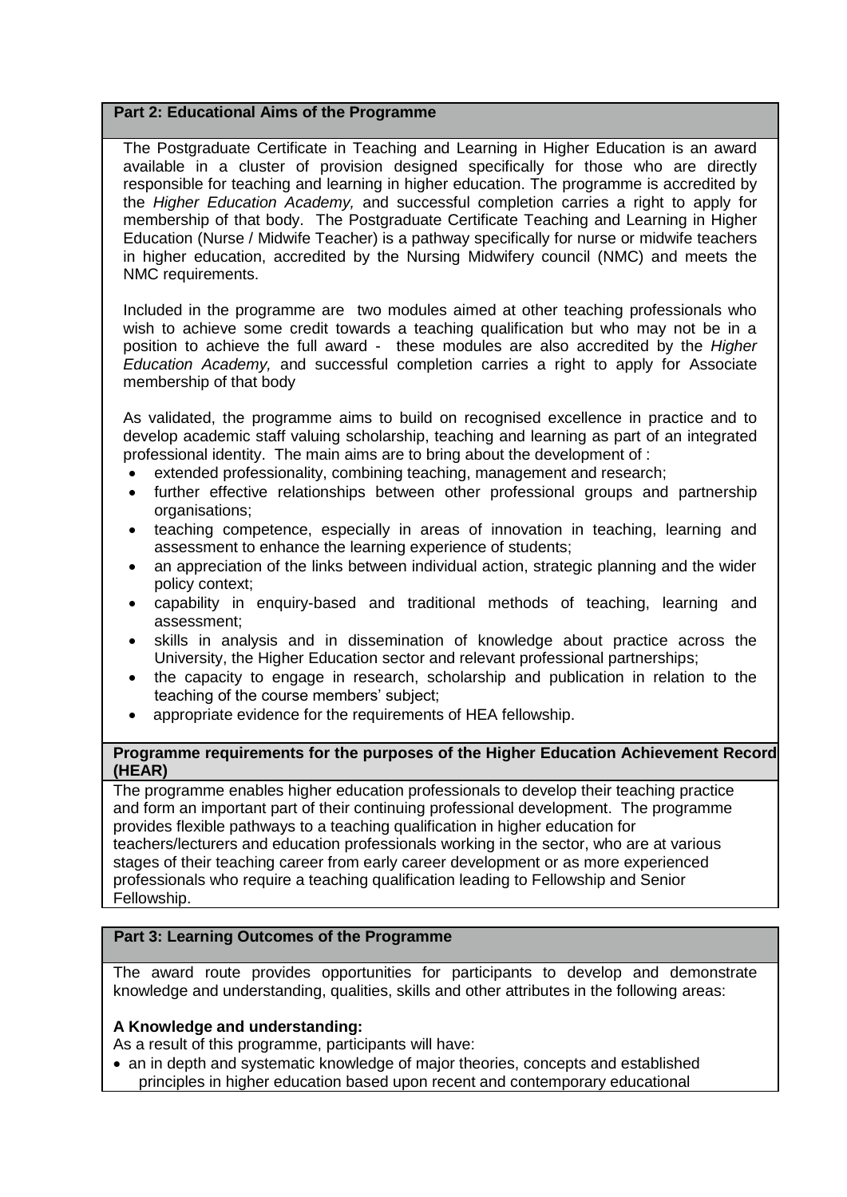## Part 2: Educational Aims of the Programme

The Postgraduate Certificate in Teaching and Learning in Higher Education is an award available in a cluster of provision designed specifically for those who are directly responsible for teaching and learning in higher education. The programme is accredited by the *Higher Education Academy,* and successful completion carries a right to apply for membership of that body. The Postgraduate Certificate Teaching and Learning in Higher Education (Nurse / Midwife Teacher) is a pathway specifically for nurse or midwife teachers in higher education, accredited by the Nursing Midwifery council (NMC) and meets the NMC requirements.

Included in the programme are two modules aimed at other teaching professionals who wish to achieve some credit towards a teaching qualification but who may not be in a position to achieve the full award - these modules are also accredited by the *Higher Education Academy,* and successful completion carries a right to apply for Associate membership of that body

As validated, the programme aims to build on recognised excellence in practice and to develop academic staff valuing scholarship, teaching and learning as part of an integrated professional identity. The main aims are to bring about the development of :

- extended professionality, combining teaching, management and research;
- further effective relationships between other professional groups and partnership organisations;
- teaching competence, especially in areas of innovation in teaching, learning and assessment to enhance the learning experience of students;
- an appreciation of the links between individual action, strategic planning and the wider policy context;
- capability in enquiry-based and traditional methods of teaching, learning and assessment;
- skills in analysis and in dissemination of knowledge about practice across the University, the Higher Education sector and relevant professional partnerships;
- the capacity to engage in research, scholarship and publication in relation to the teaching of the course members' subject;
- appropriate evidence for the requirements of HEA fellowship.

### Programme requirements for the purposes of the Higher Education Achievement Record (HEAR)

The programme enables higher education professionals to develop their teaching practice and form an important part of their continuing professional development. The programme provides flexible pathways to a teaching qualification in higher education for teachers/lecturers and education professionals working in the sector, who are at various stages of their teaching career from early career development or as more experienced professionals who require a teaching qualification leading to Fellowship and Senior Fellowship.

## Part 3: Learning Outcomes of the Programme

The award route provides opportunities for participants to develop and demonstrate knowledge and understanding, qualities, skills and other attributes in the following areas:

### A Knowledge and understanding:

As a result of this programme, participants will have:

- an in depth and systematic knowledge of major theories, concepts and established principles in higher education based upon recent and contemporary educational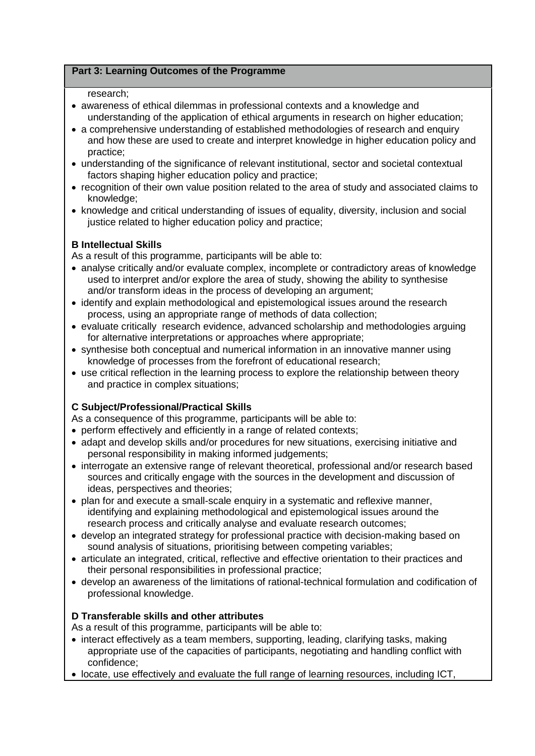**Part 3: Learning Outcomes of the Programme**

research;

- awareness of ethical dilemmas in professional contexts and a knowledge and understanding of the application of ethical arguments in research on higher education;
- a comprehensive understanding of established methodologies of research and enquiry and how these are used to create and interpret knowledge in higher education policy and practice;
- understanding of the significance of relevant institutional, sector and societal contextual factors shaping higher education policy and practice;
- recognition of their own value position related to the area of study and associated claims to knowledge;
- knowledge and critical understanding of issues of equality, diversity, inclusion and social justice related to higher education policy and practice;

**B Intellectual Skills**

As a result of this programme, participants will be able to:

- analyse critically and/or evaluate complex, incomplete or contradictory areas of knowledge used to interpret and/or explore the area of study, showing the ability to synthesise and/or transform ideas in the process of developing an argument;
- identify and explain methodological and epistemological issues around the research process, using an appropriate range of methods of data collection;
- evaluate critically research evidence, advanced scholarship and methodologies arguing for alternative interpretations or approaches where appropriate;
- synthesise both conceptual and numerical information in an innovative manner using knowledge of processes from the forefront of educational research;
- use critical reflection in the learning process to explore the relationship between theory and practice in complex situations;

**C Subject/Professional/Practical Skills**

As a consequence of this programme, participants will be able to:

- perform effectively and efficiently in a range of related contexts;
- adapt and develop skills and/or procedures for new situations, exercising initiative and personal responsibility in making informed judgements;
- interrogate an extensive range of relevant theoretical, professional and/or research based sources and critically engage with the sources in the development and discussion of ideas, perspectives and theories;
- plan for and execute a small-scale enquiry in a systematic and reflexive manner, identifying and explaining methodological and epistemological issues around the research process and critically analyse and evaluate research outcomes;
- develop an integrated strategy for professional practice with decision-making based on sound analysis of situations, prioritising between competing variables;
- articulate an integrated, critical, reflective and effective orientation to their practices and their personal responsibilities in professional practice;
- develop an awareness of the limitations of rational-technical formulation and codification of professional knowledge.

**D Transferable skills and other attributes**

As a result of this programme, participants will be able to:

- interact effectively as a team members, supporting, leading, clarifying tasks, making appropriate use of the capacities of participants, negotiating and handling conflict with confidence;
- locate, use effectively and evaluate the full range of learning resources, including ICT,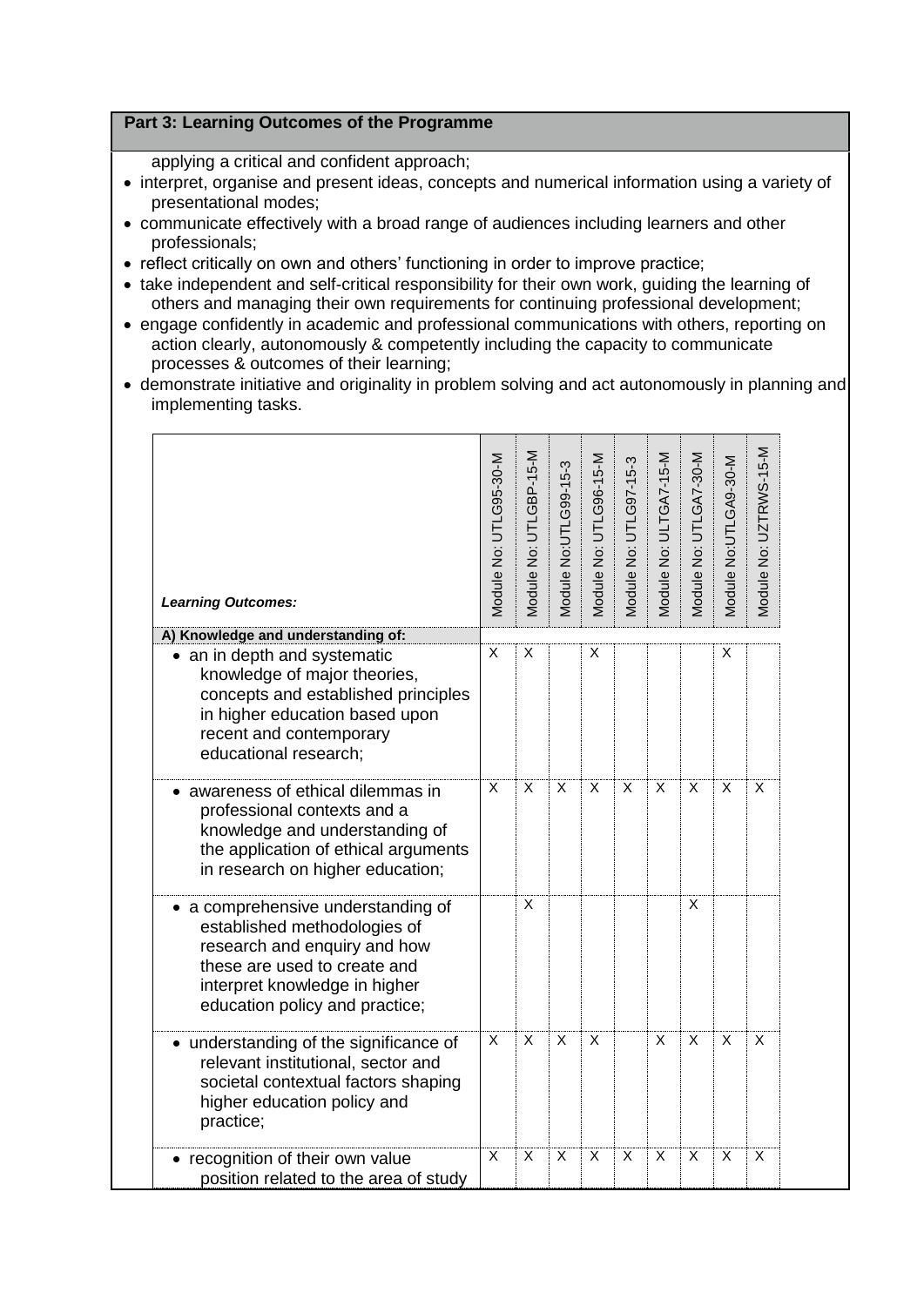## Part 3: Learning Outcomes of the Programme

applying a critical and confident approach;

- interpret, organise and present ideas, concepts and numerical information using a variety of presentational modes;
- communicate effectively with a broad range of audiences including learners and other professionals;
- reflect critically on own and others' functioning in order to improve practice;
- take independent and self-critical responsibility for their own work, guiding the learning of others and managing their own requirements for continuing professional development;
- engage confidently in academic and professional communications with others, reporting on action clearly, autonomously & competently including the capacity to communicate processes & outcomes of their learning;
- demonstrate initiative and originality in problem solving and act autonomously in planning and implementing tasks.

| *Learning Outcomes:* | Module No: UTLG95-30-M | Module No: UTLGBP-15-M | Module No:UTLG99-15-3 | Module No: UTLG96-15-M | Module No: UTLG97-15-3 | Module No: ULTGA7-15-M | Module No: UTLGA7-30-M | Module No:UTLGA9-30-M | Module No: UZTRWS-15-M |
|---|---|---|---|---|---|---|---|---|---|
| **A) Knowledge and understanding of:** | | | | | | | | | |
| • an in depth and systematic knowledge of major theories, concepts and established principles in higher education based upon recent and contemporary educational research; | X | X | | X | | | | X | |
| • awareness of ethical dilemmas in professional contexts and a knowledge and understanding of the application of ethical arguments in research on higher education; | X | X | X | X | X | X | X | X | X |
| • a comprehensive understanding of established methodologies of research and enquiry and how these are used to create and interpret knowledge in higher education policy and practice; | | X | | | | | X | | |
| • understanding of the significance of relevant institutional, sector and societal contextual factors shaping higher education policy and practice; | X | X | X | X | | X | X | X | X |
| • recognition of their own value position related to the area of study | X | X | X | X | X | X | X | X | X |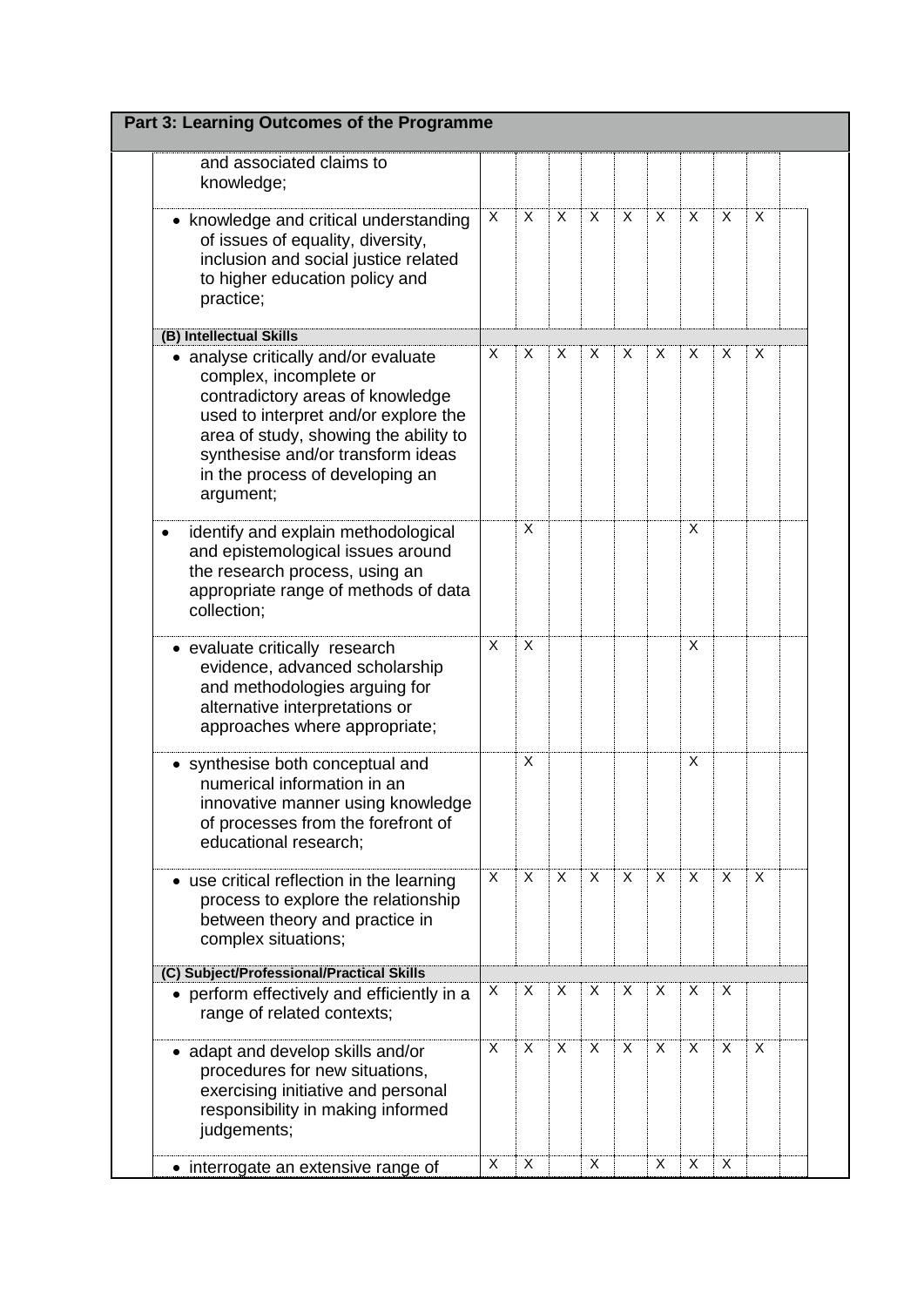## Part 3: Learning Outcomes of the Programme

| | | | | | | | | | | |
|---|---|---|---|---|---|---|---|---|---|---|
| and associated claims to knowledge; | | | | | | | | | | |
| • knowledge and critical understanding of issues of equality, diversity, inclusion and social justice related to higher education policy and practice; | X | X | X | X | X | X | X | X | X | |
| **(B) Intellectual Skills** | | | | | | | | | | |
| • analyse critically and/or evaluate complex, incomplete or contradictory areas of knowledge used to interpret and/or explore the area of study, showing the ability to synthesise and/or transform ideas in the process of developing an argument; | X | X | X | X | X | X | X | X | X | |
| • identify and explain methodological and epistemological issues around the research process, using an appropriate range of methods of data collection; | | X | | | | | X | | | |
| • evaluate critically research evidence, advanced scholarship and methodologies arguing for alternative interpretations or approaches where appropriate; | X | X | | | | | X | | | |
| • synthesise both conceptual and numerical information in an innovative manner using knowledge of processes from the forefront of educational research; | | X | | | | | X | | | |
| • use critical reflection in the learning process to explore the relationship between theory and practice in complex situations; | X | X | X | X | X | X | X | X | X | |
| **(C) Subject/Professional/Practical Skills** | | | | | | | | | | |
| • perform effectively and efficiently in a range of related contexts; | X | X | X | X | X | X | X | X | | |
| • adapt and develop skills and/or procedures for new situations, exercising initiative and personal responsibility in making informed judgements; | X | X | X | X | X | X | X | X | X | |
| • interrogate an extensive range of | X | X | | X | | X | X | X | | |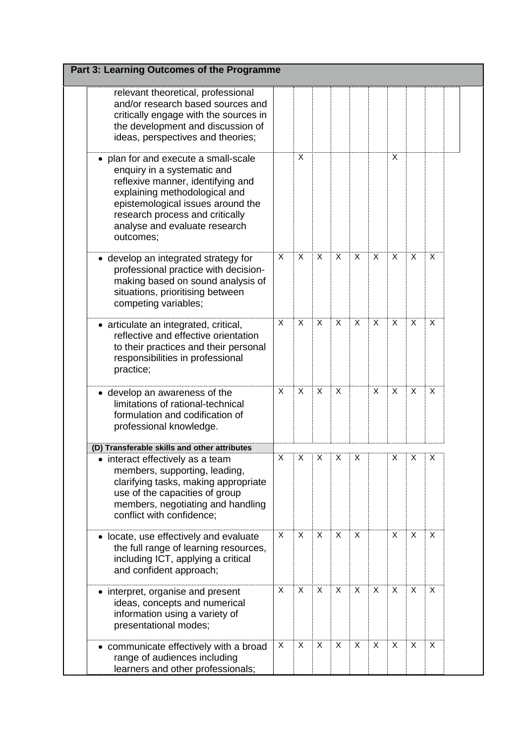## Part 3: Learning Outcomes of the Programme

| | | | | | | | | | |
|---|---|---|---|---|---|---|---|---|---|
| relevant theoretical, professional and/or research based sources and critically engage with the sources in the development and discussion of ideas, perspectives and theories; | | | | | | | | | |
| • plan for and execute a small-scale enquiry in a systematic and reflexive manner, identifying and explaining methodological and epistemological issues around the research process and critically analyse and evaluate research outcomes; | | X | | | | | X | | |
| • develop an integrated strategy for professional practice with decision-making based on sound analysis of situations, prioritising between competing variables; | X | X | X | X | X | X | X | X | X |
| • articulate an integrated, critical, reflective and effective orientation to their practices and their personal responsibilities in professional practice; | X | X | X | X | X | X | X | X | X |
| • develop an awareness of the limitations of rational-technical formulation and codification of professional knowledge. | X | X | X | X | | X | X | X | X |
| **(D) Transferable skills and other attributes** | | | | | | | | | |
| • interact effectively as a team members, supporting, leading, clarifying tasks, making appropriate use of the capacities of group members, negotiating and handling conflict with confidence; | X | X | X | X | X | | X | X | X |
| • locate, use effectively and evaluate the full range of learning resources, including ICT, applying a critical and confident approach; | X | X | X | X | X | | X | X | X |
| • interpret, organise and present ideas, concepts and numerical information using a variety of presentational modes; | X | X | X | X | X | X | X | X | X |
| • communicate effectively with a broad range of audiences including learners and other professionals; | X | X | X | X | X | X | X | X | X |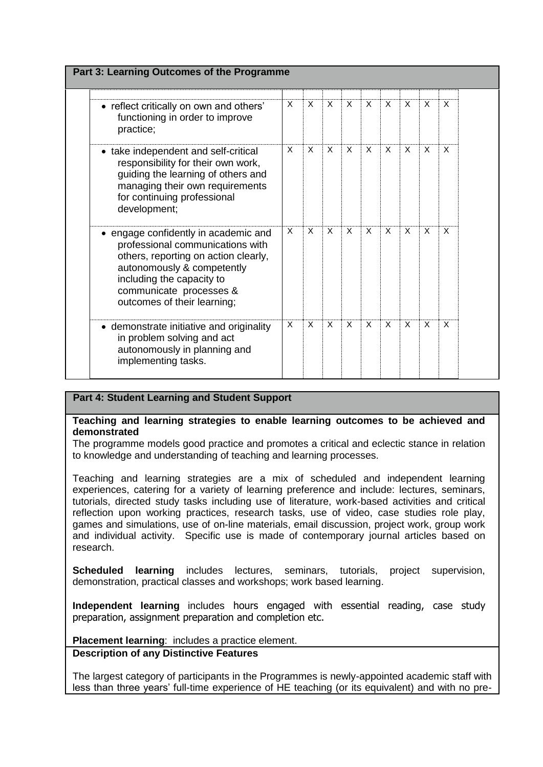## Part 3: Learning Outcomes of the Programme

| | | | | | | | | | | |
|---|---|---|---|---|---|---|---|---|---|---|
| • reflect critically on own and others' functioning in order to improve practice; | X | X | X | X | X | X | X | X | X | |
| • take independent and self-critical responsibility for their own work, guiding the learning of others and managing their own requirements for continuing professional development; | X | X | X | X | X | X | X | X | X | |
| • engage confidently in academic and professional communications with others, reporting on action clearly, autonomously & competently including the capacity to communicate processes & outcomes of their learning; | X | X | X | X | X | X | X | X | X | |
| • demonstrate initiative and originality in problem solving and act autonomously in planning and implementing tasks. | X | X | X | X | X | X | X | X | X | |

## Part 4: Student Learning and Student Support

**Teaching and learning strategies to enable learning outcomes to be achieved and demonstrated**

The programme models good practice and promotes a critical and eclectic stance in relation to knowledge and understanding of teaching and learning processes.

Teaching and learning strategies are a mix of scheduled and independent learning experiences, catering for a variety of learning preference and include: lectures, seminars, tutorials, directed study tasks including use of literature, work-based activities and critical reflection upon working practices, research tasks, use of video, case studies role play, games and simulations, use of on-line materials, email discussion, project work, group work and individual activity. Specific use is made of contemporary journal articles based on research.

**Scheduled learning** includes lectures, seminars, tutorials, project supervision, demonstration, practical classes and workshops; work based learning.

**Independent learning** includes hours engaged with essential reading, case study preparation, assignment preparation and completion etc.

**Placement learning**: includes a practice element.

**Description of any Distinctive Features**

The largest category of participants in the Programmes is newly-appointed academic staff with less than three years' full-time experience of HE teaching (or its equivalent) and with no pre-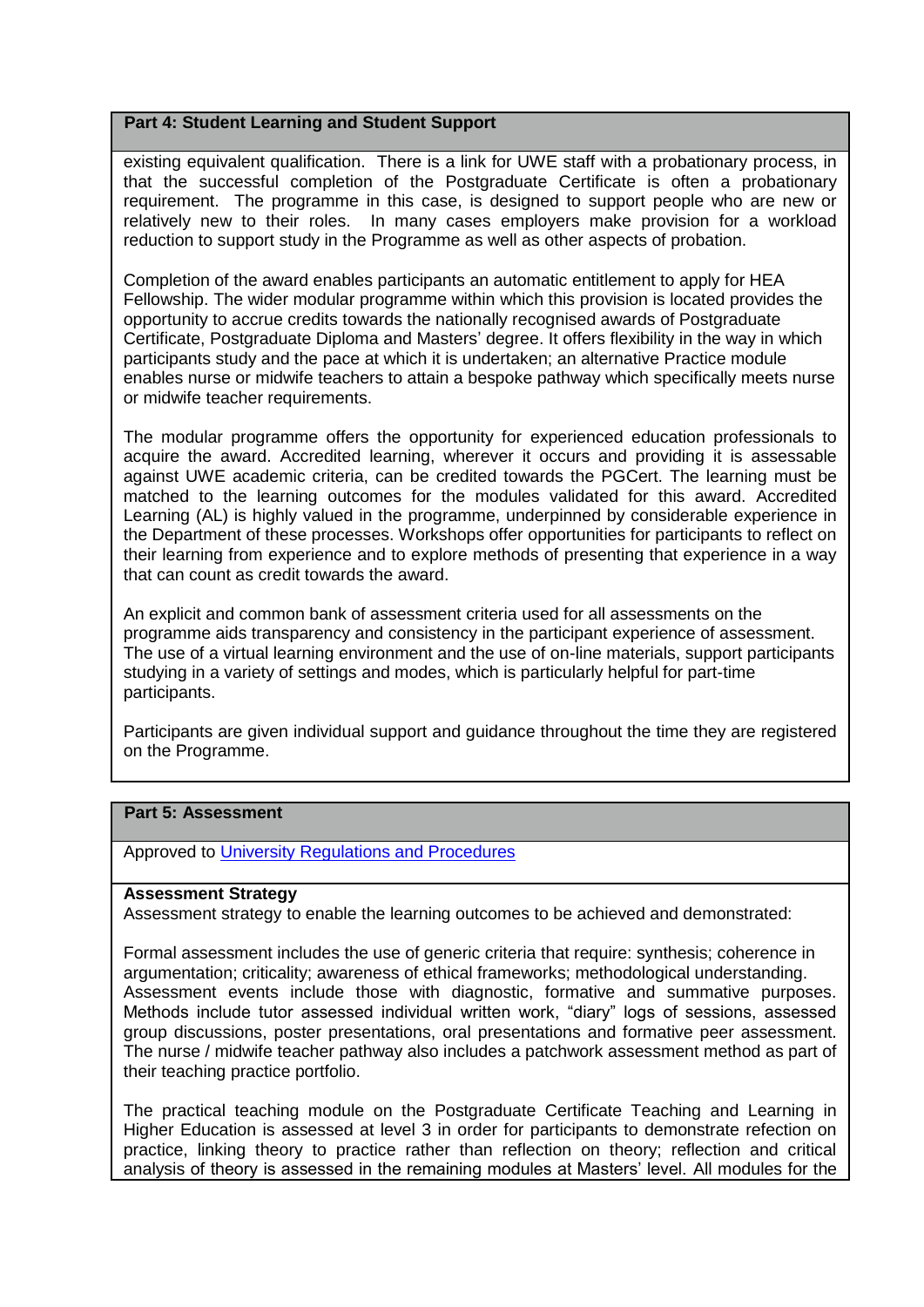## Part 4: Student Learning and Student Support

existing equivalent qualification. There is a link for UWE staff with a probationary process, in that the successful completion of the Postgraduate Certificate is often a probationary requirement. The programme in this case, is designed to support people who are new or relatively new to their roles. In many cases employers make provision for a workload reduction to support study in the Programme as well as other aspects of probation.

Completion of the award enables participants an automatic entitlement to apply for HEA Fellowship. The wider modular programme within which this provision is located provides the opportunity to accrue credits towards the nationally recognised awards of Postgraduate Certificate, Postgraduate Diploma and Masters' degree. It offers flexibility in the way in which participants study and the pace at which it is undertaken; an alternative Practice module enables nurse or midwife teachers to attain a bespoke pathway which specifically meets nurse or midwife teacher requirements.

The modular programme offers the opportunity for experienced education professionals to acquire the award. Accredited learning, wherever it occurs and providing it is assessable against UWE academic criteria, can be credited towards the PGCert. The learning must be matched to the learning outcomes for the modules validated for this award. Accredited Learning (AL) is highly valued in the programme, underpinned by considerable experience in the Department of these processes. Workshops offer opportunities for participants to reflect on their learning from experience and to explore methods of presenting that experience in a way that can count as credit towards the award.

An explicit and common bank of assessment criteria used for all assessments on the programme aids transparency and consistency in the participant experience of assessment. The use of a virtual learning environment and the use of on-line materials, support participants studying in a variety of settings and modes, which is particularly helpful for part-time participants.

Participants are given individual support and guidance throughout the time they are registered on the Programme.

## Part 5: Assessment

Approved to University Regulations and Procedures

**Assessment Strategy**

Assessment strategy to enable the learning outcomes to be achieved and demonstrated:

Formal assessment includes the use of generic criteria that require: synthesis; coherence in argumentation; criticality; awareness of ethical frameworks; methodological understanding. Assessment events include those with diagnostic, formative and summative purposes. Methods include tutor assessed individual written work, "diary" logs of sessions, assessed group discussions, poster presentations, oral presentations and formative peer assessment. The nurse / midwife teacher pathway also includes a patchwork assessment method as part of their teaching practice portfolio.

The practical teaching module on the Postgraduate Certificate Teaching and Learning in Higher Education is assessed at level 3 in order for participants to demonstrate refection on practice, linking theory to practice rather than reflection on theory; reflection and critical analysis of theory is assessed in the remaining modules at Masters' level. All modules for the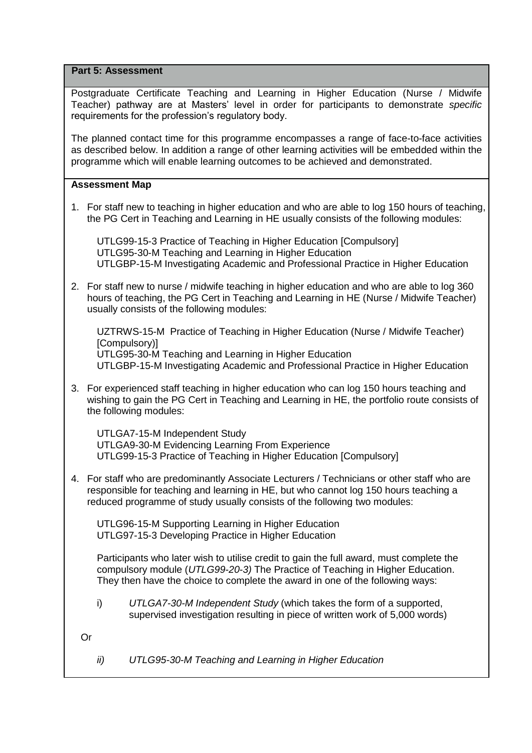## Part 5: Assessment

Postgraduate Certificate Teaching and Learning in Higher Education (Nurse / Midwife Teacher) pathway are at Masters' level in order for participants to demonstrate *specific* requirements for the profession's regulatory body.

The planned contact time for this programme encompasses a range of face-to-face activities as described below. In addition a range of other learning activities will be embedded within the programme which will enable learning outcomes to be achieved and demonstrated.

### Assessment Map

1. For staff new to teaching in higher education and who are able to log 150 hours of teaching, the PG Cert in Teaching and Learning in HE usually consists of the following modules:

   UTLG99-15-3 Practice of Teaching in Higher Education [Compulsory]
   UTLG95-30-M Teaching and Learning in Higher Education
   UTLGBP-15-M Investigating Academic and Professional Practice in Higher Education

2. For staff new to nurse / midwife teaching in higher education and who are able to log 360 hours of teaching, the PG Cert in Teaching and Learning in HE (Nurse / Midwife Teacher) usually consists of the following modules:

   UZTRWS-15-M Practice of Teaching in Higher Education (Nurse / Midwife Teacher) [Compulsory)]
   UTLG95-30-M Teaching and Learning in Higher Education
   UTLGBP-15-M Investigating Academic and Professional Practice in Higher Education

3. For experienced staff teaching in higher education who can log 150 hours teaching and wishing to gain the PG Cert in Teaching and Learning in HE, the portfolio route consists of the following modules:

   UTLGA7-15-M Independent Study
   UTLGA9-30-M Evidencing Learning From Experience
   UTLG99-15-3 Practice of Teaching in Higher Education [Compulsory]

4. For staff who are predominantly Associate Lecturers / Technicians or other staff who are responsible for teaching and learning in HE, but who cannot log 150 hours teaching a reduced programme of study usually consists of the following two modules:

   UTLG96-15-M Supporting Learning in Higher Education
   UTLG97-15-3 Developing Practice in Higher Education

   Participants who later wish to utilise credit to gain the full award, must complete the compulsory module (*UTLG99-20-3)* The Practice of Teaching in Higher Education. They then have the choice to complete the award in one of the following ways:

   i) *UTLGA7-30-M Independent Study* (which takes the form of a supported, supervised investigation resulting in piece of written work of 5,000 words)

   Or

   *ii) UTLG95-30-M Teaching and Learning in Higher Education*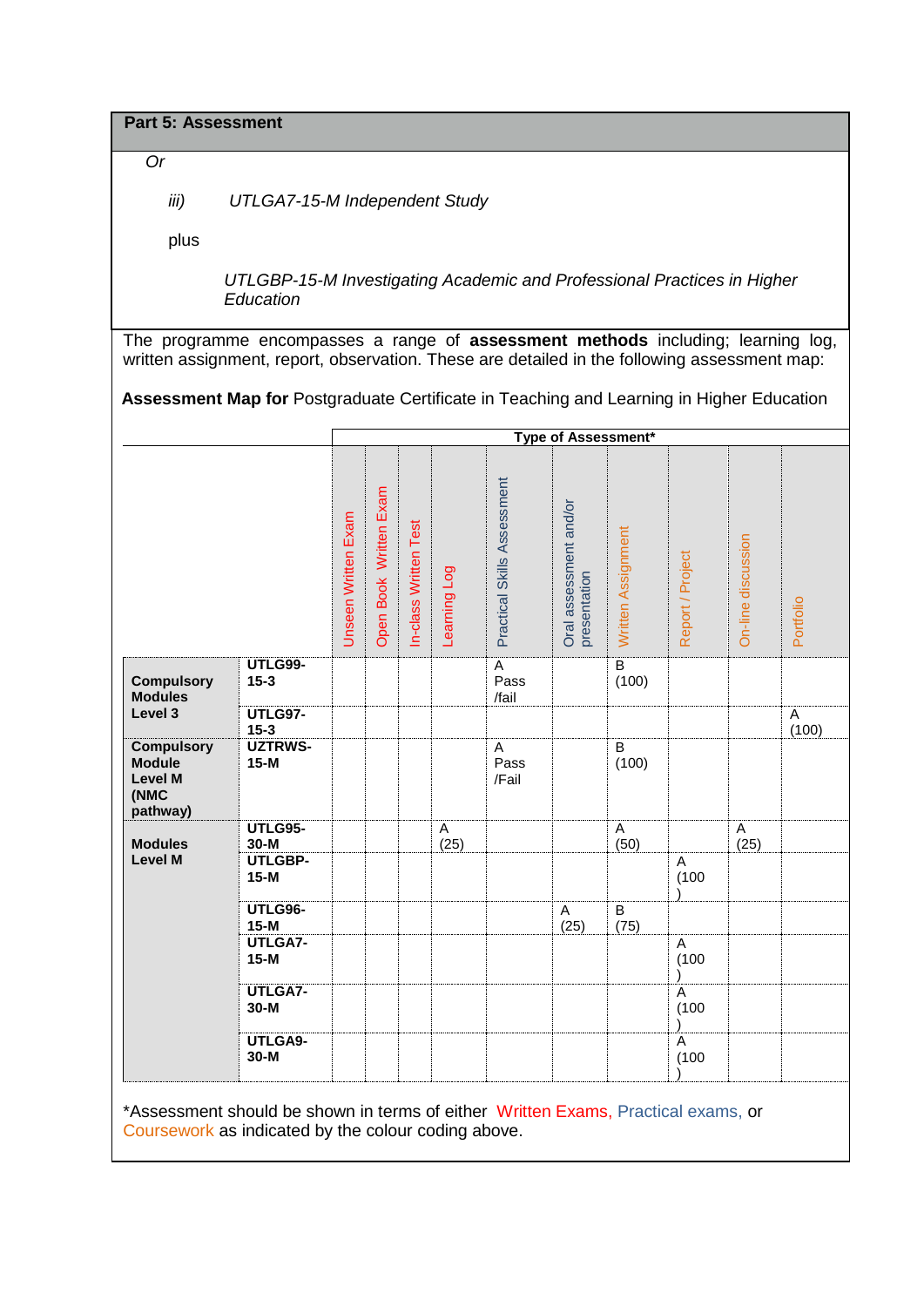## Part 5: Assessment

*Or*

*iii)* *UTLGA7-15-M Independent Study*

plus

*UTLGBP-15-M Investigating Academic and Professional Practices in Higher Education*

The programme encompasses a range of **assessment methods** including; learning log, written assignment, report, observation. These are detailed in the following assessment map:

**Assessment Map for** Postgraduate Certificate in Teaching and Learning in Higher Education

| | | Type of Assessment* | | | | | | | | | |
|---|---|---|---|---|---|---|---|---|---|---|---|
| | | Unseen Written Exam | Open Book Written Exam | In-class Written Test | Learning Log | Practical Skills Assessment | Oral assessment and/or presentation | Written Assignment | Report / Project | On-line discussion | Portfolio |
| **Compulsory Modules Level 3** | **UTLG99-15-3** | | | | | A Pass /fail | | B (100) | | | |
| | **UTLG97-15-3** | | | | | | | | | | A (100) |
| **Compulsory Module Level M (NMC pathway)** | **UZTRWS-15-M** | | | | | A Pass /Fail | | B (100) | | | |
| **Modules Level M** | **UTLG95-30-M** | | | | A (25) | | | A (50) | | A (25) | |
| | **UTLGBP-15-M** | | | | | | | | A (100) | | |
| | **UTLG96-15-M** | | | | | | A (25) | B (75) | | | |
| | **UTLGA7-15-M** | | | | | | | | A (100) | | |
| | **UTLGA7-30-M** | | | | | | | | A (100) | | |
| | **UTLGA9-30-M** | | | | | | | | A (100) | | |

*Assessment should be shown in terms of either Written Exams, Practical exams, or Coursework as indicated by the colour coding above.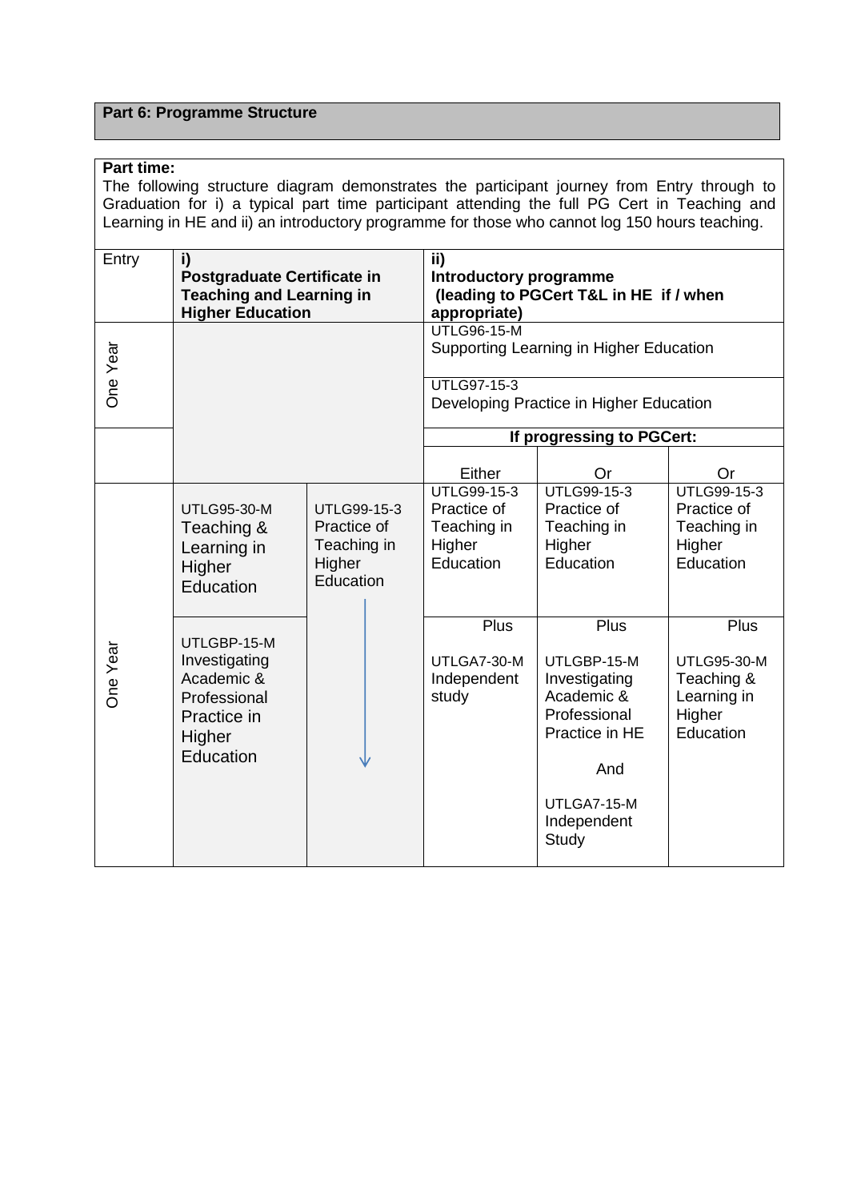**Part 6: Programme Structure**

**Part time:**

The following structure diagram demonstrates the participant journey from Entry through to Graduation for i) a typical part time participant attending the full PG Cert in Teaching and Learning in HE and ii) an introductory programme for those who cannot log 150 hours teaching.

| Entry | **i) Postgraduate Certificate in Teaching and Learning in Higher Education** | | **ii) Introductory programme (leading to PGCert T&L in HE if / when appropriate)** | | |
|---|---|---|---|---|---|
| One Year | | | UTLG96-15-M Supporting Learning in Higher Education | | |
| | | | UTLG97-15-3 Developing Practice in Higher Education | | |
| | | | **If progressing to PGCert:** | | |
| | | | Either | Or | Or |
| One Year | UTLG95-30-M Teaching & Learning in Higher Education | UTLG99-15-3 Practice of Teaching in Higher Education ↓ | UTLG99-15-3 Practice of Teaching in Higher Education | UTLG99-15-3 Practice of Teaching in Higher Education | UTLG99-15-3 Practice of Teaching in Higher Education |
| | UTLGBP-15-M Investigating Academic & Professional Practice in Higher Education | | Plus UTLGA7-30-M Independent study | Plus UTLGBP-15-M Investigating Academic & Professional Practice in HE And UTLGA7-15-M Independent Study | Plus UTLG95-30-M Teaching & Learning in Higher Education |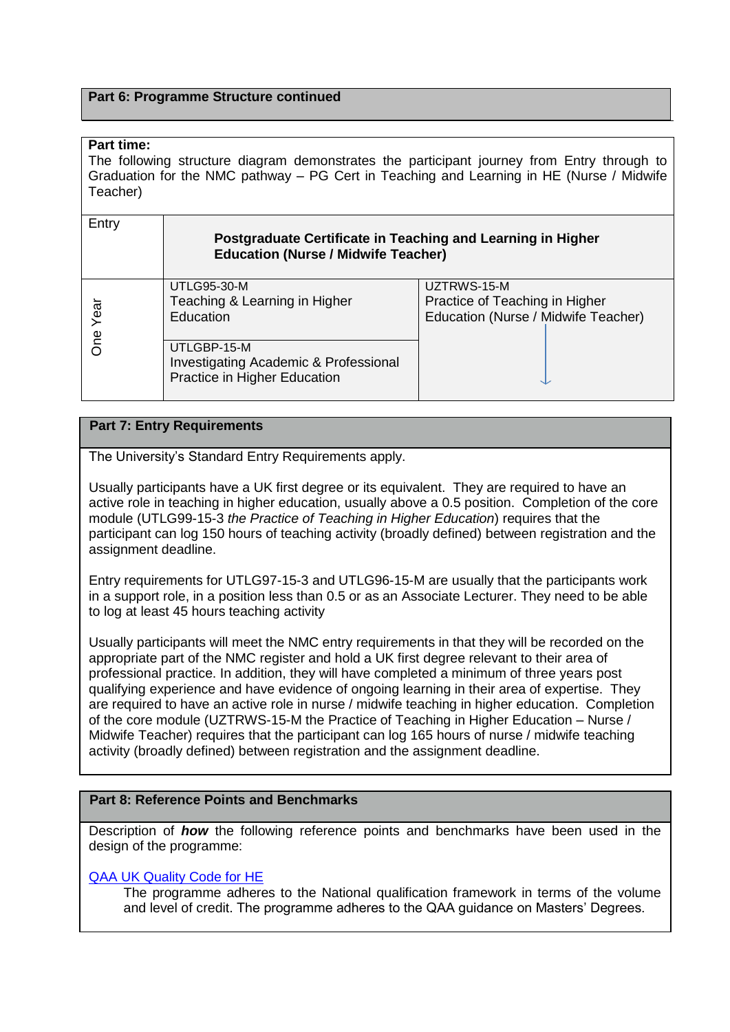## Part 6: Programme Structure continued

**Part time:**
The following structure diagram demonstrates the participant journey from Entry through to Graduation for the NMC pathway – PG Cert in Teaching and Learning in HE (Nurse / Midwife Teacher)

| Entry | **Postgraduate Certificate in Teaching and Learning in Higher Education (Nurse / Midwife Teacher)** | |
|---|---|---|
| One Year | UTLG95-30-M<br>Teaching & Learning in Higher Education | UZTRWS-15-M<br>Practice of Teaching in Higher Education (Nurse / Midwife Teacher) |
| | UTLGBP-15-M<br>Investigating Academic & Professional Practice in Higher Education | ↓ |

## Part 7: Entry Requirements

The University's Standard Entry Requirements apply.

Usually participants have a UK first degree or its equivalent. They are required to have an active role in teaching in higher education, usually above a 0.5 position. Completion of the core module (UTLG99-15-3 *the Practice of Teaching in Higher Education*) requires that the participant can log 150 hours of teaching activity (broadly defined) between registration and the assignment deadline.

Entry requirements for UTLG97-15-3 and UTLG96-15-M are usually that the participants work in a support role, in a position less than 0.5 or as an Associate Lecturer. They need to be able to log at least 45 hours teaching activity

Usually participants will meet the NMC entry requirements in that they will be recorded on the appropriate part of the NMC register and hold a UK first degree relevant to their area of professional practice. In addition, they will have completed a minimum of three years post qualifying experience and have evidence of ongoing learning in their area of expertise. They are required to have an active role in nurse / midwife teaching in higher education. Completion of the core module (UZTRWS-15-M the Practice of Teaching in Higher Education – Nurse / Midwife Teacher) requires that the participant can log 165 hours of nurse / midwife teaching activity (broadly defined) between registration and the assignment deadline.

## Part 8: Reference Points and Benchmarks

Description of ***how*** the following reference points and benchmarks have been used in the design of the programme:

QAA UK Quality Code for HE
The programme adheres to the National qualification framework in terms of the volume and level of credit. The programme adheres to the QAA guidance on Masters' Degrees.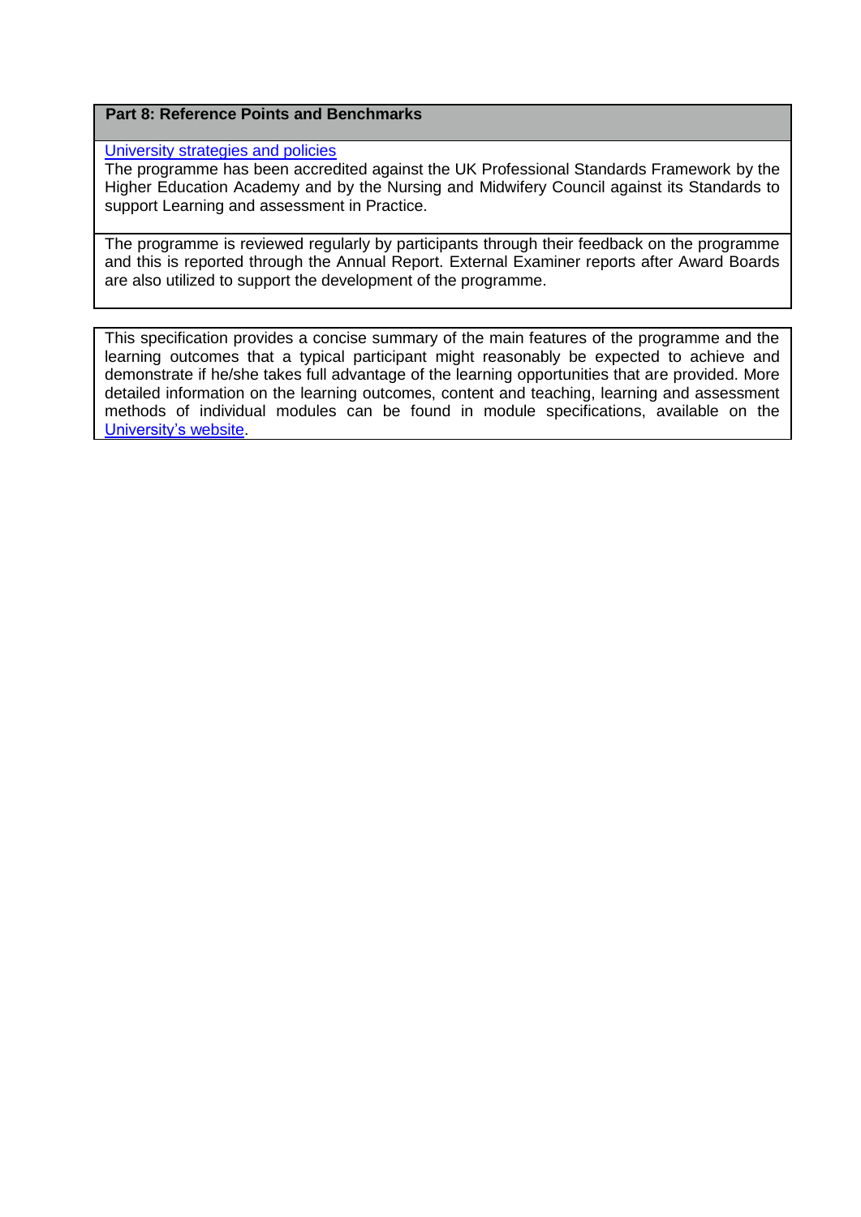## Part 8: Reference Points and Benchmarks

University strategies and policies

The programme has been accredited against the UK Professional Standards Framework by the Higher Education Academy and by the Nursing and Midwifery Council against its Standards to support Learning and assessment in Practice.

The programme is reviewed regularly by participants through their feedback on the programme and this is reported through the Annual Report. External Examiner reports after Award Boards are also utilized to support the development of the programme.

This specification provides a concise summary of the main features of the programme and the learning outcomes that a typical participant might reasonably be expected to achieve and demonstrate if he/she takes full advantage of the learning opportunities that are provided. More detailed information on the learning outcomes, content and teaching, learning and assessment methods of individual modules can be found in module specifications, available on the University's website.